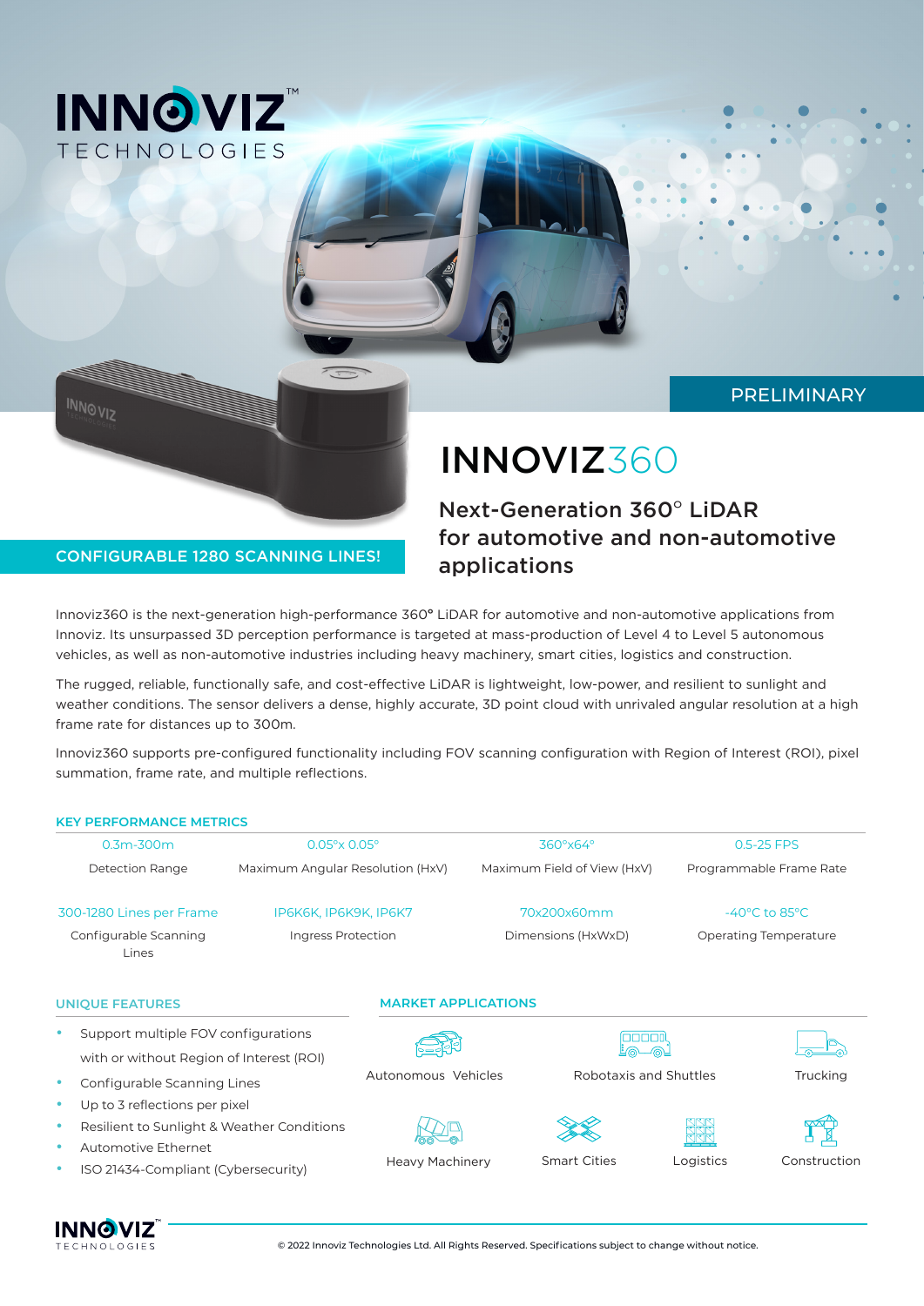PRELIMINARY

# INNOVIZ360

## Next-Generation 360° LiDAR for automotive and non-automotive applications

**CONFIGURABLE 1280 SCANNING LINES!**

Innoviz360 is the next-generation high-performance 360° LiDAR for automotive and non-automotive applications from Innoviz. Its unsurpassed 3D perception performance is targeted at mass-production of Level 4 to Level 5 autonomous vehicles, as well as non-automotive industries including heavy machinery, smart cities, logistics and construction.

The rugged, reliable, functionally safe, and cost-effective LiDAR is lightweight, low-power, and resilient to sunlight and weather conditions. The sensor delivers a dense, highly accurate, 3D point cloud with unrivaled angular resolution at a high frame rate for distances up to 300m.

Innoviz360 supports pre-configured functionality including FOV scanning configuration with Region of Interest (ROI), pixel summation, frame rate, and multiple reflections.

### KEY PERFORMANCE METRICS

| 0.3m-300m | 0.05°x 0.05° | 360°x64° | 0.5-25 FPS |
|---|---|---|---|
| Detection Range | Maximum Angular Resolution (HxV) | Maximum Field of View (HxV) | Programmable Frame Rate |
| **300-1280 Lines per Frame** | **IP6K6K, IP6K9K, IP6K7** | **70x200x60mm** | **-40°C to 85°C** |
| Configurable Scanning Lines | Ingress Protection | Dimensions (HxWxD) | Operating Temperature |

### UNIQUE FEATURES

- Support multiple FOV configurations with or without Region of Interest (ROI)
- Configurable Scanning Lines
- Up to 3 reflections per pixel
- Resilient to Sunlight & Weather Conditions
- Automotive Ethernet
- ISO 21434-Compliant (Cybersecurity)

### MARKET APPLICATIONS

- Autonomous Vehicles
- Robotaxis and Shuttles
- Trucking
- Heavy Machinery
- Smart Cities
- Logistics
- Construction

© 2022 Innoviz Technologies Ltd. All Rights Reserved. Specifications subject to change without notice.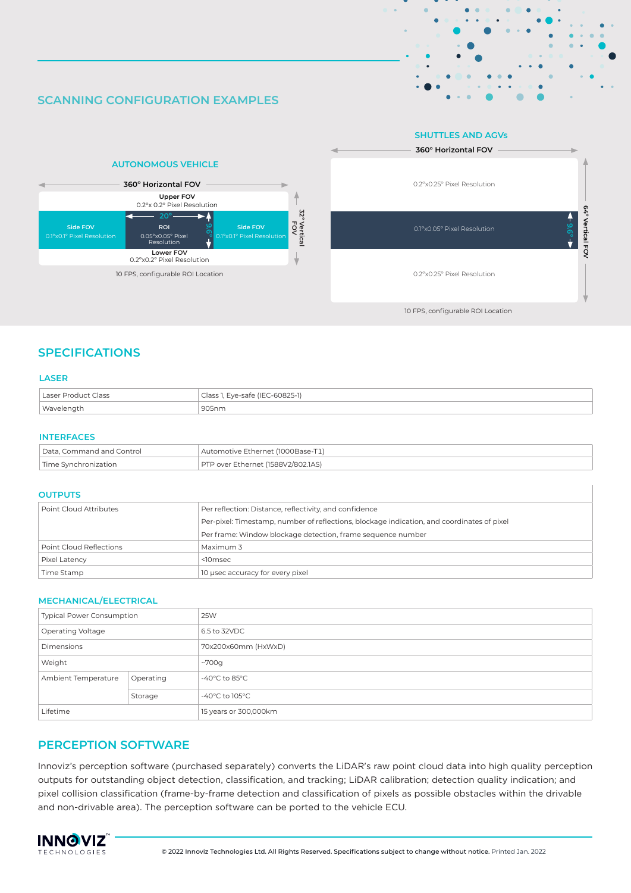## SCANNING CONFIGURATION EXAMPLES

### AUTONOMOUS VEHICLE

360° Horizontal FOV

Upper FOV
0.2°x 0.2° Pixel Resolution

Side FOV
0.1°x0.1° Pixel Resolution

20°

ROI
0.05°x0.05° Pixel Resolution

9.6°

Side FOV
0.1°x0.1° Pixel Resolution

Lower FOV
0.2°x0.2° Pixel Resolution

32° Vertical FOV

10 FPS, configurable ROI Location

### SHUTTLES AND AGVs

360° Horizontal FOV

0.2°x0.25° Pixel Resolution

0.1°x0.05° Pixel Resolution

9.6°

0.2°x0.25° Pixel Resolution

64° Vertical FOV

10 FPS, configurable ROI Location

## SPECIFICATIONS

### LASER

| | |
|---|---|
| Laser Product Class | Class 1, Eye-safe (IEC-60825-1) |
| Wavelength | 905nm |

### INTERFACES

| | |
|---|---|
| Data, Command and Control | Automotive Ethernet (1000Base-T1) |
| Time Synchronization | PTP over Ethernet (1588V2/802.1AS) |

### OUTPUTS

| | |
|---|---|
| Point Cloud Attributes | Per reflection: Distance, reflectivity, and confidence<br>Per-pixel: Timestamp, number of reflections, blockage indication, and coordinates of pixel<br>Per frame: Window blockage detection, frame sequence number |
| Point Cloud Reflections | Maximum 3 |
| Pixel Latency | <10msec |
| Time Stamp | 10 µsec accuracy for every pixel |

### MECHANICAL/ELECTRICAL

| | | |
|---|---|---|
| Typical Power Consumption | | 25W |
| Operating Voltage | | 6.5 to 32VDC |
| Dimensions | | 70x200x60mm (HxWxD) |
| Weight | | ~700g |
| Ambient Temperature | Operating | -40°C to 85°C |
| | Storage | -40°C to 105°C |
| Lifetime | | 15 years or 300,000km |

## PERCEPTION SOFTWARE

Innoviz's perception software (purchased separately) converts the LiDAR's raw point cloud data into high quality perception outputs for outstanding object detection, classification, and tracking; LiDAR calibration; detection quality indication; and pixel collision classification (frame-by-frame detection and classification of pixels as possible obstacles within the drivable and non-drivable area). The perception software can be ported to the vehicle ECU.

INNOVIZ™ TECHNOLOGIES

© 2022 Innoviz Technologies Ltd. All Rights Reserved. Specifications subject to change without notice. Printed Jan. 2022